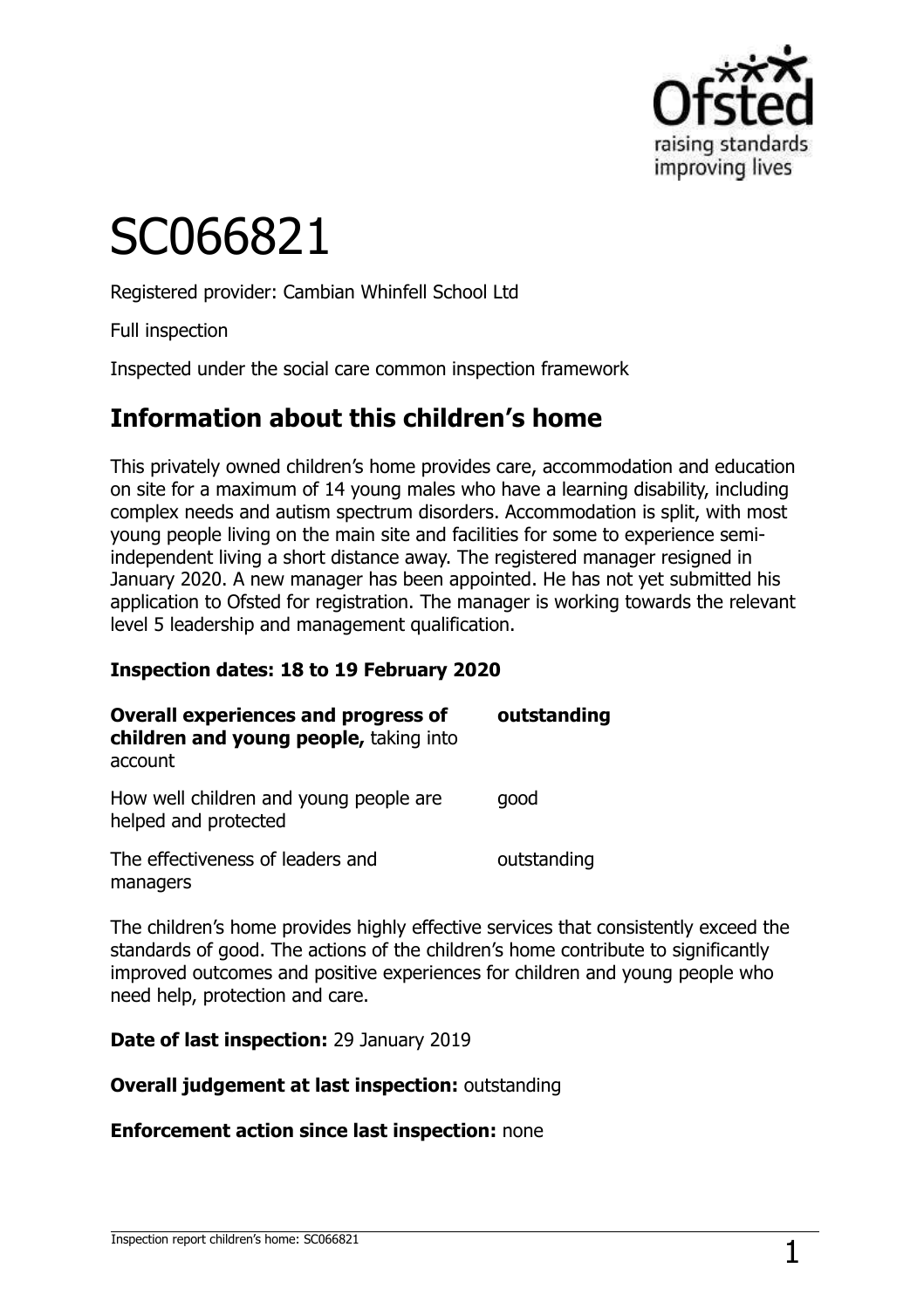# SC066821

Registered provider: Cambian Whinfell School Ltd

Full inspection

Inspected under the social care common inspection framework

## Information about this children's home

This privately owned children's home provides care, accommodation and education on site for a maximum of 14 young males who have a learning disability, including complex needs and autism spectrum disorders. Accommodation is split, with most young people living on the main site and facilities for some to experience semi-independent living a short distance away. The registered manager resigned in January 2020. A new manager has been appointed. He has not yet submitted his application to Ofsted for registration. The manager is working towards the relevant level 5 leadership and management qualification.

**Inspection dates: 18 to 19 February 2020**

| | |
|---|---|
| **Overall experiences and progress of children and young people,** taking into account | **outstanding** |
| How well children and young people are helped and protected | good |
| The effectiveness of leaders and managers | outstanding |

The children's home provides highly effective services that consistently exceed the standards of good. The actions of the children's home contribute to significantly improved outcomes and positive experiences for children and young people who need help, protection and care.

**Date of last inspection:** 29 January 2019

**Overall judgement at last inspection:** outstanding

**Enforcement action since last inspection:** none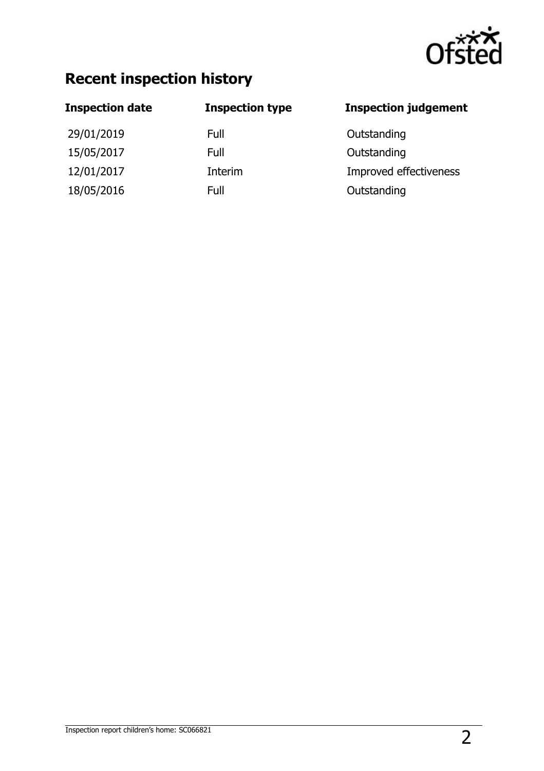## Recent inspection history

| Inspection date | Inspection type | Inspection judgement |
| --- | --- | --- |
| 29/01/2019 | Full | Outstanding |
| 15/05/2017 | Full | Outstanding |
| 12/01/2017 | Interim | Improved effectiveness |
| 18/05/2016 | Full | Outstanding |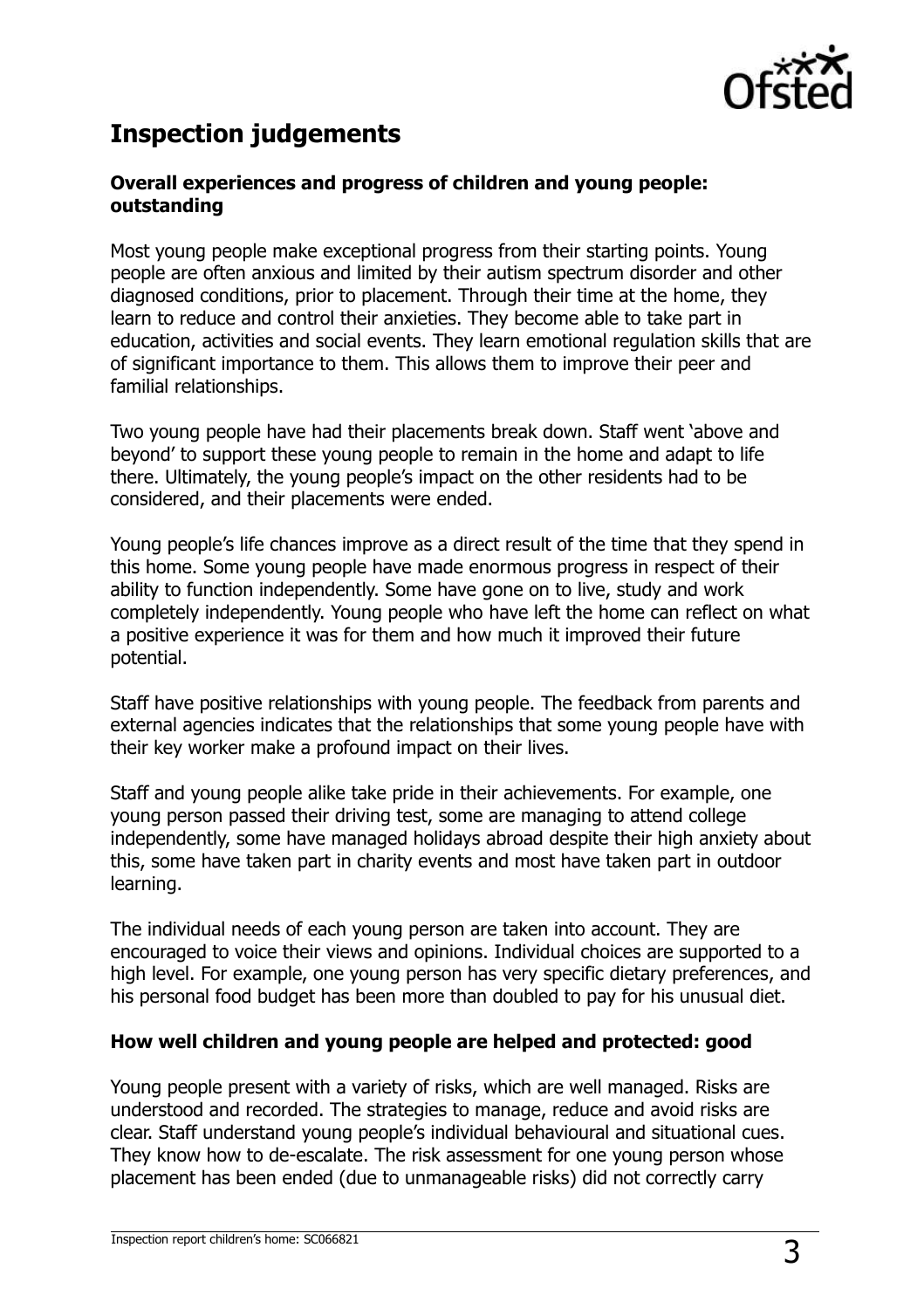## Inspection judgements

### Overall experiences and progress of children and young people: outstanding

Most young people make exceptional progress from their starting points. Young people are often anxious and limited by their autism spectrum disorder and other diagnosed conditions, prior to placement. Through their time at the home, they learn to reduce and control their anxieties. They become able to take part in education, activities and social events. They learn emotional regulation skills that are of significant importance to them. This allows them to improve their peer and familial relationships.

Two young people have had their placements break down. Staff went 'above and beyond' to support these young people to remain in the home and adapt to life there. Ultimately, the young people's impact on the other residents had to be considered, and their placements were ended.

Young people's life chances improve as a direct result of the time that they spend in this home. Some young people have made enormous progress in respect of their ability to function independently. Some have gone on to live, study and work completely independently. Young people who have left the home can reflect on what a positive experience it was for them and how much it improved their future potential.

Staff have positive relationships with young people. The feedback from parents and external agencies indicates that the relationships that some young people have with their key worker make a profound impact on their lives.

Staff and young people alike take pride in their achievements. For example, one young person passed their driving test, some are managing to attend college independently, some have managed holidays abroad despite their high anxiety about this, some have taken part in charity events and most have taken part in outdoor learning.

The individual needs of each young person are taken into account. They are encouraged to voice their views and opinions. Individual choices are supported to a high level. For example, one young person has very specific dietary preferences, and his personal food budget has been more than doubled to pay for his unusual diet.

### How well children and young people are helped and protected: good

Young people present with a variety of risks, which are well managed. Risks are understood and recorded. The strategies to manage, reduce and avoid risks are clear. Staff understand young people's individual behavioural and situational cues. They know how to de-escalate. The risk assessment for one young person whose placement has been ended (due to unmanageable risks) did not correctly carry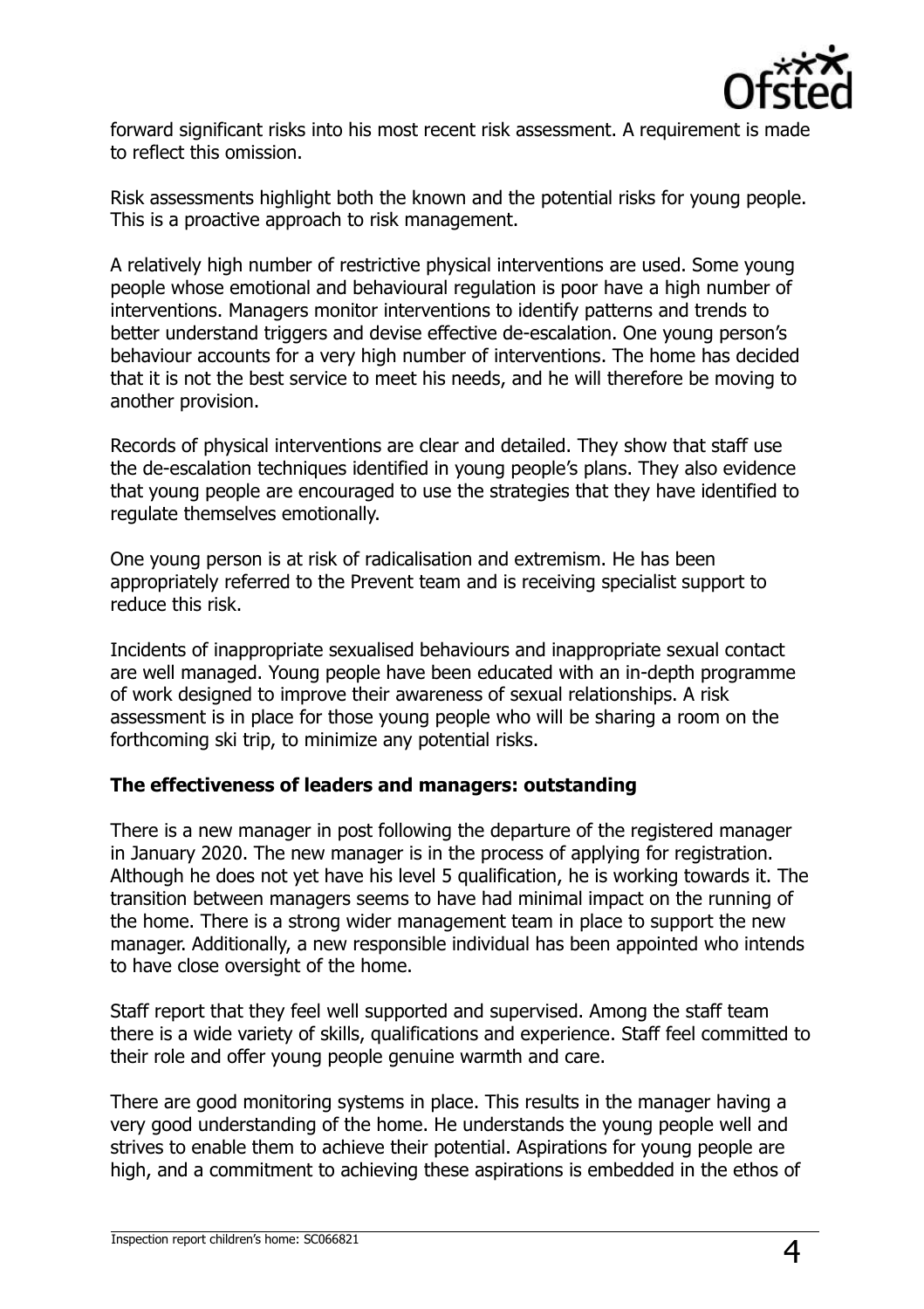forward significant risks into his most recent risk assessment. A requirement is made to reflect this omission.

Risk assessments highlight both the known and the potential risks for young people. This is a proactive approach to risk management.

A relatively high number of restrictive physical interventions are used. Some young people whose emotional and behavioural regulation is poor have a high number of interventions. Managers monitor interventions to identify patterns and trends to better understand triggers and devise effective de-escalation. One young person's behaviour accounts for a very high number of interventions. The home has decided that it is not the best service to meet his needs, and he will therefore be moving to another provision.

Records of physical interventions are clear and detailed. They show that staff use the de-escalation techniques identified in young people's plans. They also evidence that young people are encouraged to use the strategies that they have identified to regulate themselves emotionally.

One young person is at risk of radicalisation and extremism. He has been appropriately referred to the Prevent team and is receiving specialist support to reduce this risk.

Incidents of inappropriate sexualised behaviours and inappropriate sexual contact are well managed. Young people have been educated with an in-depth programme of work designed to improve their awareness of sexual relationships. A risk assessment is in place for those young people who will be sharing a room on the forthcoming ski trip, to minimize any potential risks.

**The effectiveness of leaders and managers: outstanding**

There is a new manager in post following the departure of the registered manager in January 2020. The new manager is in the process of applying for registration. Although he does not yet have his level 5 qualification, he is working towards it. The transition between managers seems to have had minimal impact on the running of the home. There is a strong wider management team in place to support the new manager. Additionally, a new responsible individual has been appointed who intends to have close oversight of the home.

Staff report that they feel well supported and supervised. Among the staff team there is a wide variety of skills, qualifications and experience. Staff feel committed to their role and offer young people genuine warmth and care.

There are good monitoring systems in place. This results in the manager having a very good understanding of the home. He understands the young people well and strives to enable them to achieve their potential. Aspirations for young people are high, and a commitment to achieving these aspirations is embedded in the ethos of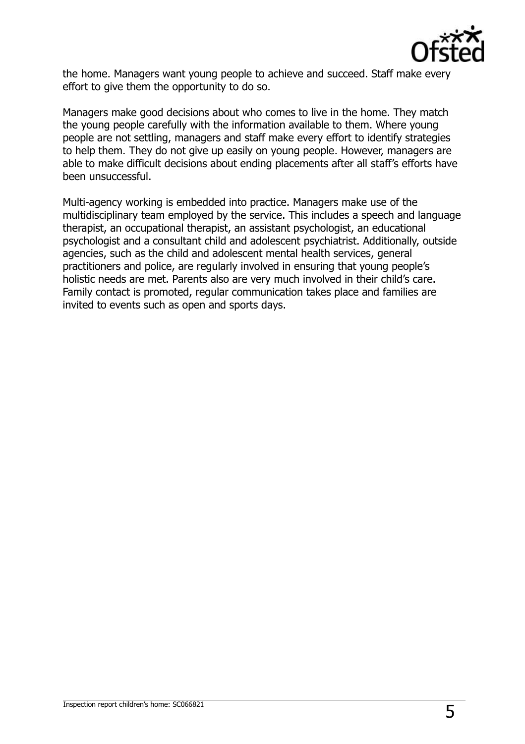the home. Managers want young people to achieve and succeed. Staff make every effort to give them the opportunity to do so.

Managers make good decisions about who comes to live in the home. They match the young people carefully with the information available to them. Where young people are not settling, managers and staff make every effort to identify strategies to help them. They do not give up easily on young people. However, managers are able to make difficult decisions about ending placements after all staff's efforts have been unsuccessful.

Multi-agency working is embedded into practice. Managers make use of the multidisciplinary team employed by the service. This includes a speech and language therapist, an occupational therapist, an assistant psychologist, an educational psychologist and a consultant child and adolescent psychiatrist. Additionally, outside agencies, such as the child and adolescent mental health services, general practitioners and police, are regularly involved in ensuring that young people's holistic needs are met. Parents also are very much involved in their child's care. Family contact is promoted, regular communication takes place and families are invited to events such as open and sports days.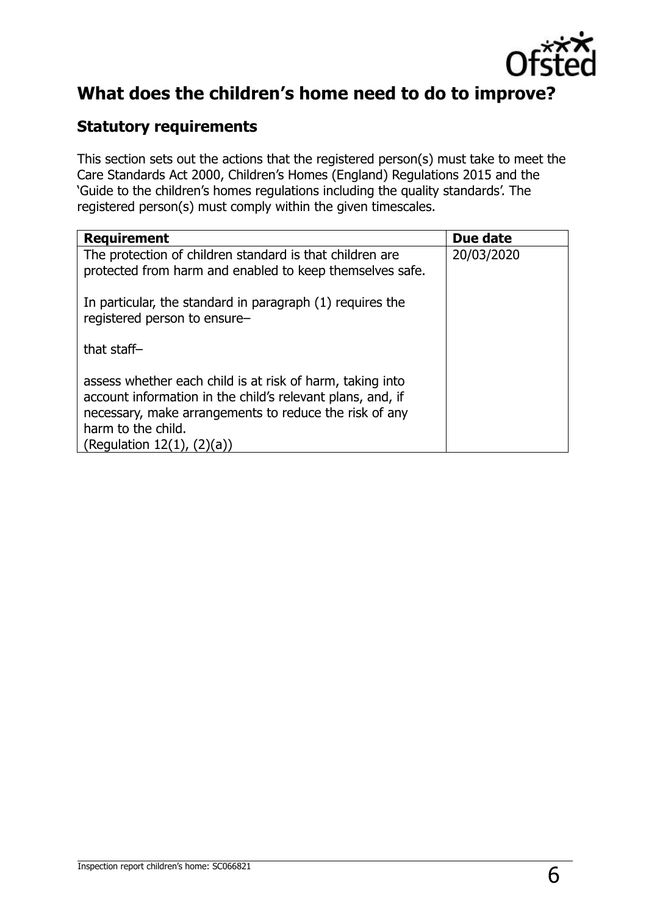## What does the children's home need to do to improve?

### Statutory requirements

This section sets out the actions that the registered person(s) must take to meet the Care Standards Act 2000, Children's Homes (England) Regulations 2015 and the 'Guide to the children's homes regulations including the quality standards'. The registered person(s) must comply within the given timescales.

| Requirement | Due date |
| --- | --- |
| The protection of children standard is that children are protected from harm and enabled to keep themselves safe.<br><br>In particular, the standard in paragraph (1) requires the registered person to ensure–<br><br>that staff–<br><br>assess whether each child is at risk of harm, taking into account information in the child's relevant plans, and, if necessary, make arrangements to reduce the risk of any harm to the child.<br>(Regulation 12(1), (2)(a)) | 20/03/2020 |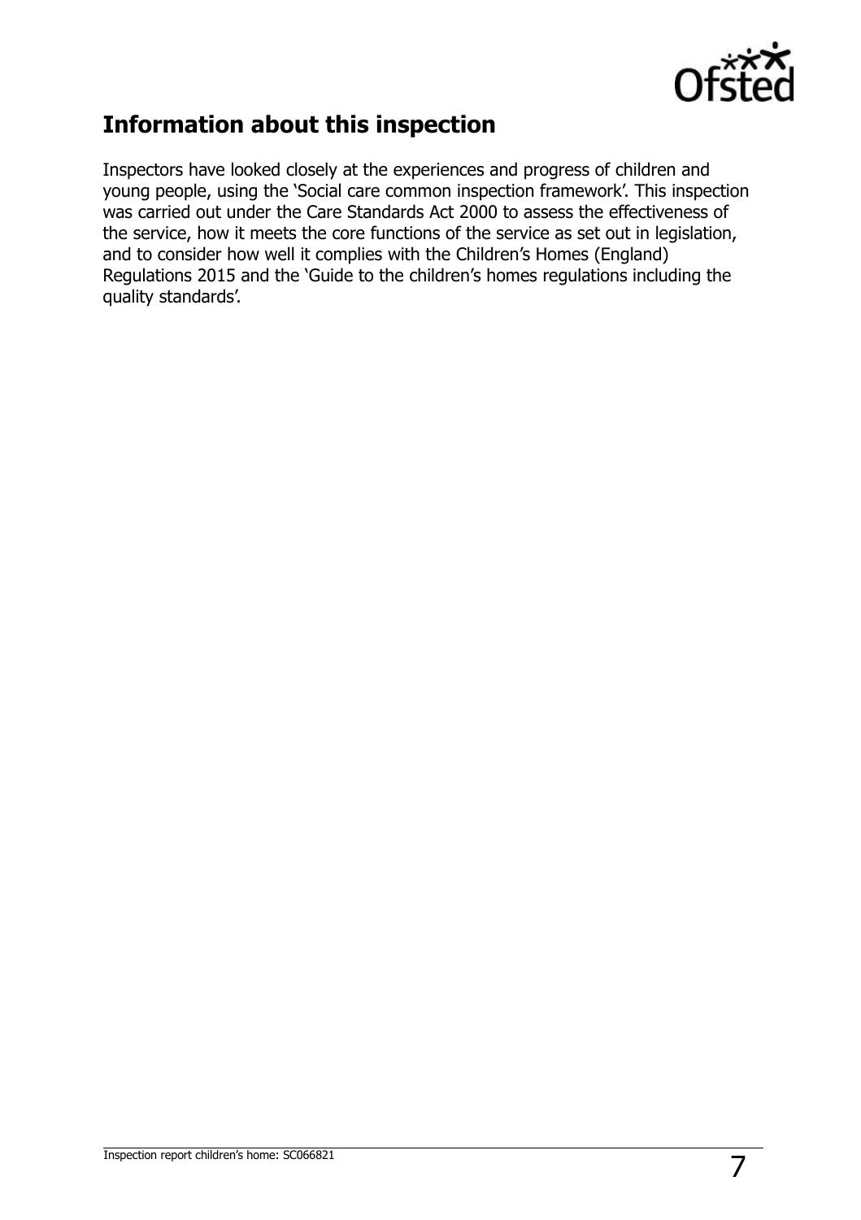## Information about this inspection

Inspectors have looked closely at the experiences and progress of children and young people, using the 'Social care common inspection framework'. This inspection was carried out under the Care Standards Act 2000 to assess the effectiveness of the service, how it meets the core functions of the service as set out in legislation, and to consider how well it complies with the Children's Homes (England) Regulations 2015 and the 'Guide to the children's homes regulations including the quality standards'.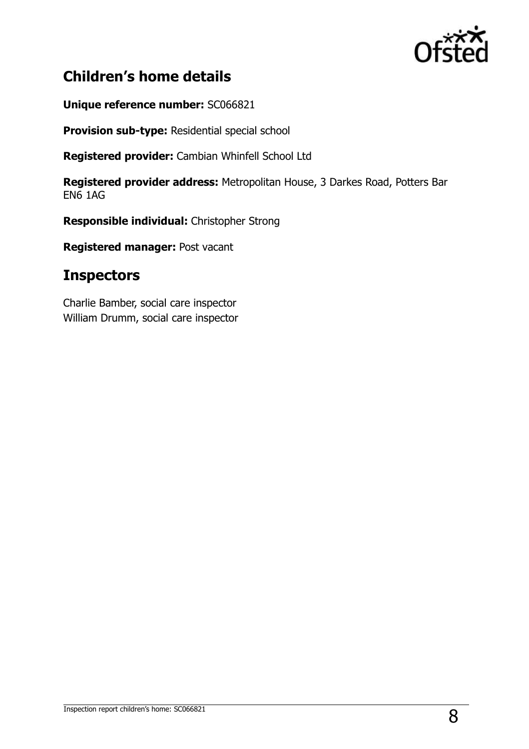## Children's home details

**Unique reference number:** SC066821

**Provision sub-type:** Residential special school

**Registered provider:** Cambian Whinfell School Ltd

**Registered provider address:** Metropolitan House, 3 Darkes Road, Potters Bar EN6 1AG

**Responsible individual:** Christopher Strong

**Registered manager:** Post vacant

## Inspectors

Charlie Bamber, social care inspector
William Drumm, social care inspector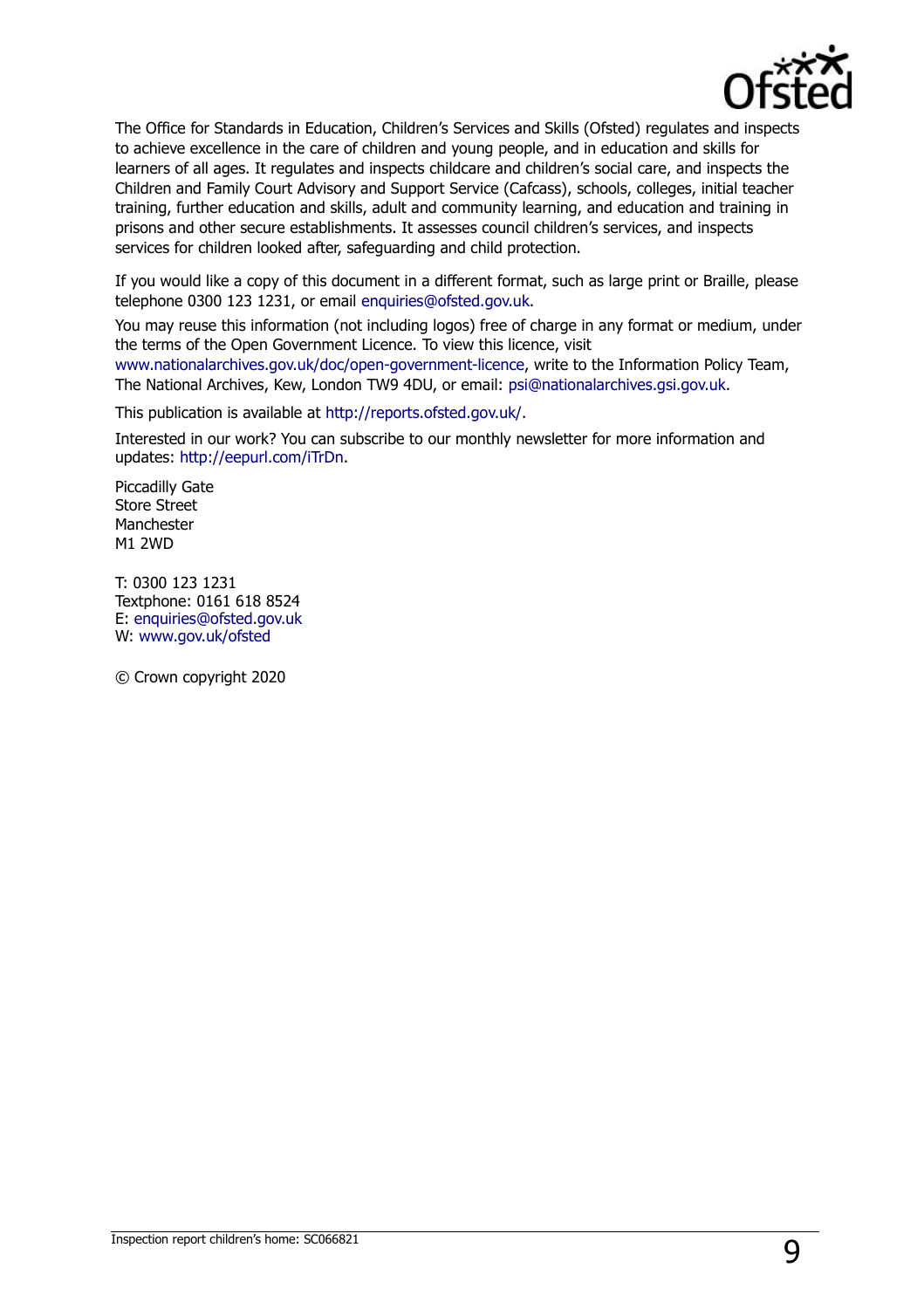The Office for Standards in Education, Children's Services and Skills (Ofsted) regulates and inspects to achieve excellence in the care of children and young people, and in education and skills for learners of all ages. It regulates and inspects childcare and children's social care, and inspects the Children and Family Court Advisory and Support Service (Cafcass), schools, colleges, initial teacher training, further education and skills, adult and community learning, and education and training in prisons and other secure establishments. It assesses council children's services, and inspects services for children looked after, safeguarding and child protection.

If you would like a copy of this document in a different format, such as large print or Braille, please telephone 0300 123 1231, or email enquiries@ofsted.gov.uk.

You may reuse this information (not including logos) free of charge in any format or medium, under the terms of the Open Government Licence. To view this licence, visit www.nationalarchives.gov.uk/doc/open-government-licence, write to the Information Policy Team, The National Archives, Kew, London TW9 4DU, or email: psi@nationalarchives.gsi.gov.uk.

This publication is available at http://reports.ofsted.gov.uk/.

Interested in our work? You can subscribe to our monthly newsletter for more information and updates: http://eepurl.com/iTrDn.

Piccadilly Gate
Store Street
Manchester
M1 2WD

T: 0300 123 1231
Textphone: 0161 618 8524
E: enquiries@ofsted.gov.uk
W: www.gov.uk/ofsted

© Crown copyright 2020